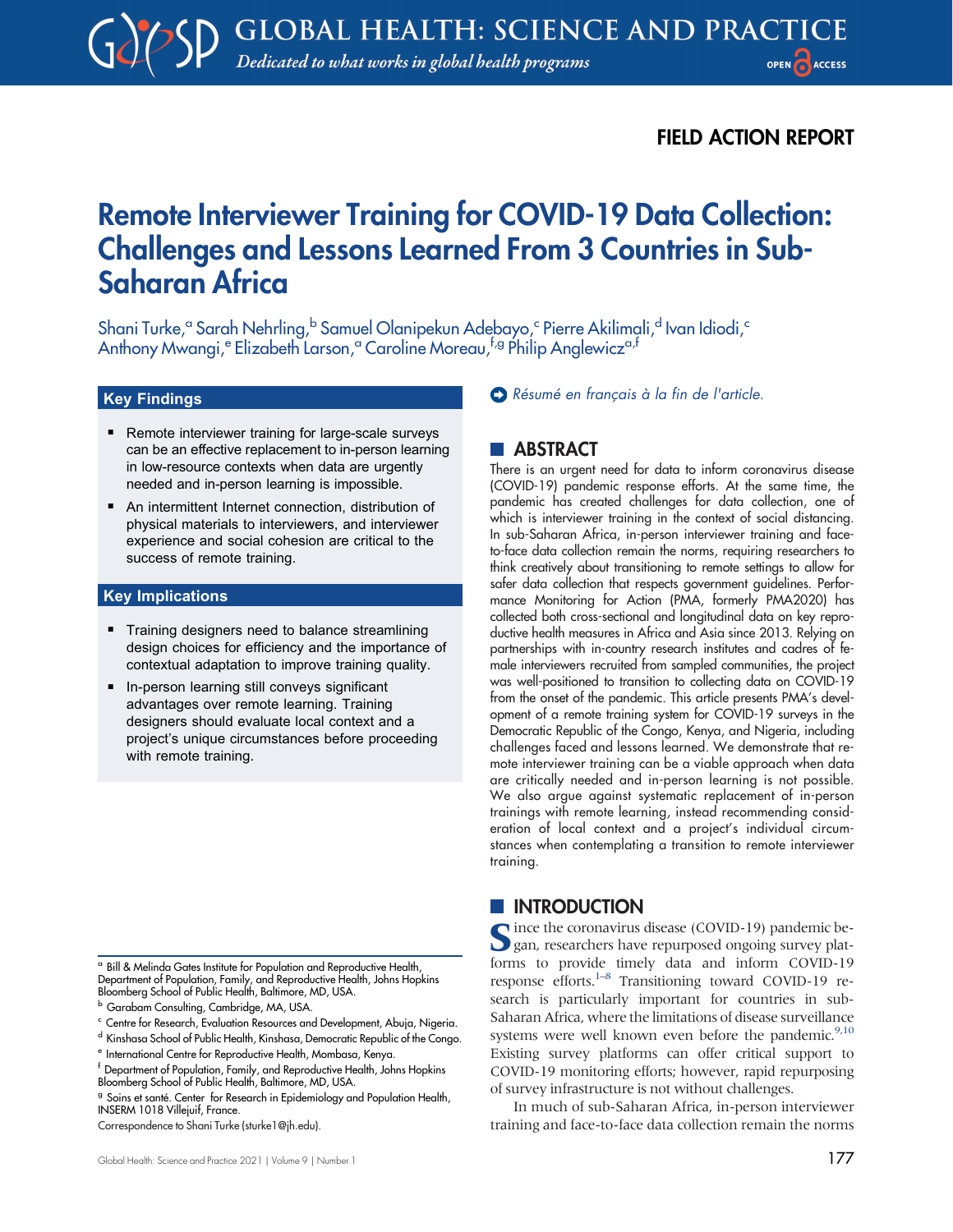FIELD ACTION REPORT

# Remote Interviewer Training for COVID-19 Data Collection: Challenges and Lessons Learned From 3 Countries in Sub-Saharan Africa

Shani Turke,[a] Sarah Nehrling,[b] Samuel Olanipekun Adebayo,[c] Pierre Akilimali,[d] Ivan Idiodi,[c] Anthony Mwangi,[e] Elizabeth Larson,[a] Caroline Moreau,[f,g] Philip Anglewicz[a,f]

## Key Findings

- Remote interviewer training for large-scale surveys can be an effective replacement to in-person learning in low-resource contexts when data are urgently needed and in-person learning is impossible.
- An intermittent Internet connection, distribution of physical materials to interviewers, and interviewer experience and social cohesion are critical to the success of remote training.

## Key Implications

- Training designers need to balance streamlining design choices for efficiency and the importance of contextual adaptation to improve training quality.
- In-person learning still conveys significant advantages over remote learning. Training designers should evaluate local context and a project's unique circumstances before proceeding with remote training.

[a] Bill & Melinda Gates Institute for Population and Reproductive Health, Department of Population, Family, and Reproductive Health, Johns Hopkins Bloomberg School of Public Health, Baltimore, MD, USA.
[b] Garabam Consulting, Cambridge, MA, USA.
[c] Centre for Research, Evaluation Resources and Development, Abuja, Nigeria.
[d] Kinshasa School of Public Health, Kinshasa, Democratic Republic of the Congo.
[e] International Centre for Reproductive Health, Mombasa, Kenya.
[f] Department of Population, Family, and Reproductive Health, Johns Hopkins Bloomberg School of Public Health, Baltimore, MD, USA.
[g] Soins et santé. Center for Research in Epidemiology and Population Health, INSERM 1018 Villejuif, France.
Correspondence to Shani Turke (sturke1@jh.edu).

*Résumé en français à la fin de l'article.*

## ABSTRACT

There is an urgent need for data to inform coronavirus disease (COVID-19) pandemic response efforts. At the same time, the pandemic has created challenges for data collection, one of which is interviewer training in the context of social distancing. In sub-Saharan Africa, in-person interviewer training and face-to-face data collection remain the norms, requiring researchers to think creatively about transitioning to remote settings to allow for safer data collection that respects government guidelines. Performance Monitoring for Action (PMA, formerly PMA2020) has collected both cross-sectional and longitudinal data on key reproductive health measures in Africa and Asia since 2013. Relying on partnerships with in-country research institutes and cadres of female interviewers recruited from sampled communities, the project was well-positioned to transition to collecting data on COVID-19 from the onset of the pandemic. This article presents PMA's development of a remote training system for COVID-19 surveys in the Democratic Republic of the Congo, Kenya, and Nigeria, including challenges faced and lessons learned. We demonstrate that remote interviewer training can be a viable approach when data are critically needed and in-person learning is not possible. We also argue against systematic replacement of in-person trainings with remote learning, instead recommending consideration of local context and a project's individual circumstances when contemplating a transition to remote interviewer training.

## INTRODUCTION

Since the coronavirus disease (COVID-19) pandemic began, researchers have repurposed ongoing survey platforms to provide timely data and inform COVID-19 response efforts.[1–8] Transitioning toward COVID-19 research is particularly important for countries in sub-Saharan Africa, where the limitations of disease surveillance systems were well known even before the pandemic.[9,10] Existing survey platforms can offer critical support to COVID-19 monitoring efforts; however, rapid repurposing of survey infrastructure is not without challenges.

In much of sub-Saharan Africa, in-person interviewer training and face-to-face data collection remain the norms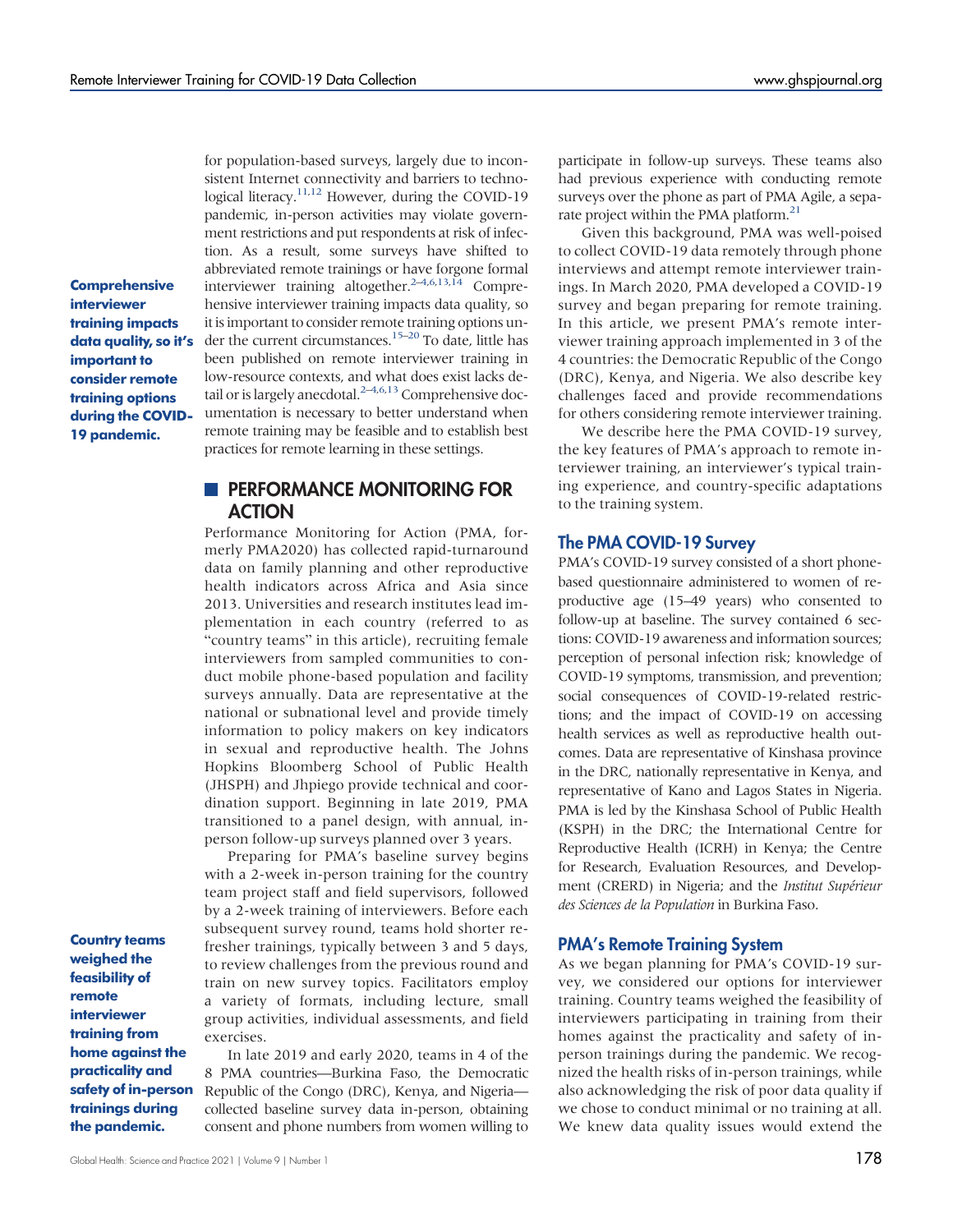for population-based surveys, largely due to inconsistent Internet connectivity and barriers to technological literacy.[11,12] However, during the COVID-19 pandemic, in-person activities may violate government restrictions and put respondents at risk of infection. As a result, some surveys have shifted to abbreviated remote trainings or have forgone formal interviewer training altogether.[2–4,6,13,14] Comprehensive interviewer training impacts data quality, so it is important to consider remote training options under the current circumstances.[15–20] To date, little has been published on remote interviewer training in low-resource contexts, and what does exist lacks detail or is largely anecdotal.[2–4,6,13] Comprehensive documentation is necessary to better understand when remote training may be feasible and to establish best practices for remote learning in these settings.

**Comprehensive interviewer training impacts data quality, so it's important to consider remote training options during the COVID-19 pandemic.**

## PERFORMANCE MONITORING FOR ACTION

Performance Monitoring for Action (PMA, formerly PMA2020) has collected rapid-turnaround data on family planning and other reproductive health indicators across Africa and Asia since 2013. Universities and research institutes lead implementation in each country (referred to as "country teams" in this article), recruiting female interviewers from sampled communities to conduct mobile phone-based population and facility surveys annually. Data are representative at the national or subnational level and provide timely information to policy makers on key indicators in sexual and reproductive health. The Johns Hopkins Bloomberg School of Public Health (JHSPH) and Jhpiego provide technical and coordination support. Beginning in late 2019, PMA transitioned to a panel design, with annual, in-person follow-up surveys planned over 3 years.

Preparing for PMA's baseline survey begins with a 2-week in-person training for the country team project staff and field supervisors, followed by a 2-week training of interviewers. Before each subsequent survey round, teams hold shorter refresher trainings, typically between 3 and 5 days, to review challenges from the previous round and train on new survey topics. Facilitators employ a variety of formats, including lecture, small group activities, individual assessments, and field exercises.

In late 2019 and early 2020, teams in 4 of the 8 PMA countries—Burkina Faso, the Democratic Republic of the Congo (DRC), Kenya, and Nigeria—collected baseline survey data in-person, obtaining consent and phone numbers from women willing to participate in follow-up surveys. These teams also had previous experience with conducting remote surveys over the phone as part of PMA Agile, a separate project within the PMA platform.[21]

Given this background, PMA was well-poised to collect COVID-19 data remotely through phone interviews and attempt remote interviewer trainings. In March 2020, PMA developed a COVID-19 survey and began preparing for remote training. In this article, we present PMA's remote interviewer training approach implemented in 3 of the 4 countries: the Democratic Republic of the Congo (DRC), Kenya, and Nigeria. We also describe key challenges faced and provide recommendations for others considering remote interviewer training.

We describe here the PMA COVID-19 survey, the key features of PMA's approach to remote interviewer training, an interviewer's typical training experience, and country-specific adaptations to the training system.

### The PMA COVID-19 Survey

PMA's COVID-19 survey consisted of a short phone-based questionnaire administered to women of reproductive age (15–49 years) who consented to follow-up at baseline. The survey contained 6 sections: COVID-19 awareness and information sources; perception of personal infection risk; knowledge of COVID-19 symptoms, transmission, and prevention; social consequences of COVID-19-related restrictions; and the impact of COVID-19 on accessing health services as well as reproductive health outcomes. Data are representative of Kinshasa province in the DRC, nationally representative in Kenya, and representative of Kano and Lagos States in Nigeria. PMA is led by the Kinshasa School of Public Health (KSPH) in the DRC; the International Centre for Reproductive Health (ICRH) in Kenya; the Centre for Research, Evaluation Resources, and Development (CRERD) in Nigeria; and the *Institut Supérieur des Sciences de la Population* in Burkina Faso.

### PMA's Remote Training System

**Country teams weighed the feasibility of remote interviewer training from home against the practicality and safety of in-person trainings during the pandemic.**

As we began planning for PMA's COVID-19 survey, we considered our options for interviewer training. Country teams weighed the feasibility of interviewers participating in training from their homes against the practicality and safety of in-person trainings during the pandemic. We recognized the health risks of in-person trainings, while also acknowledging the risk of poor data quality if we chose to conduct minimal or no training at all. We knew data quality issues would extend the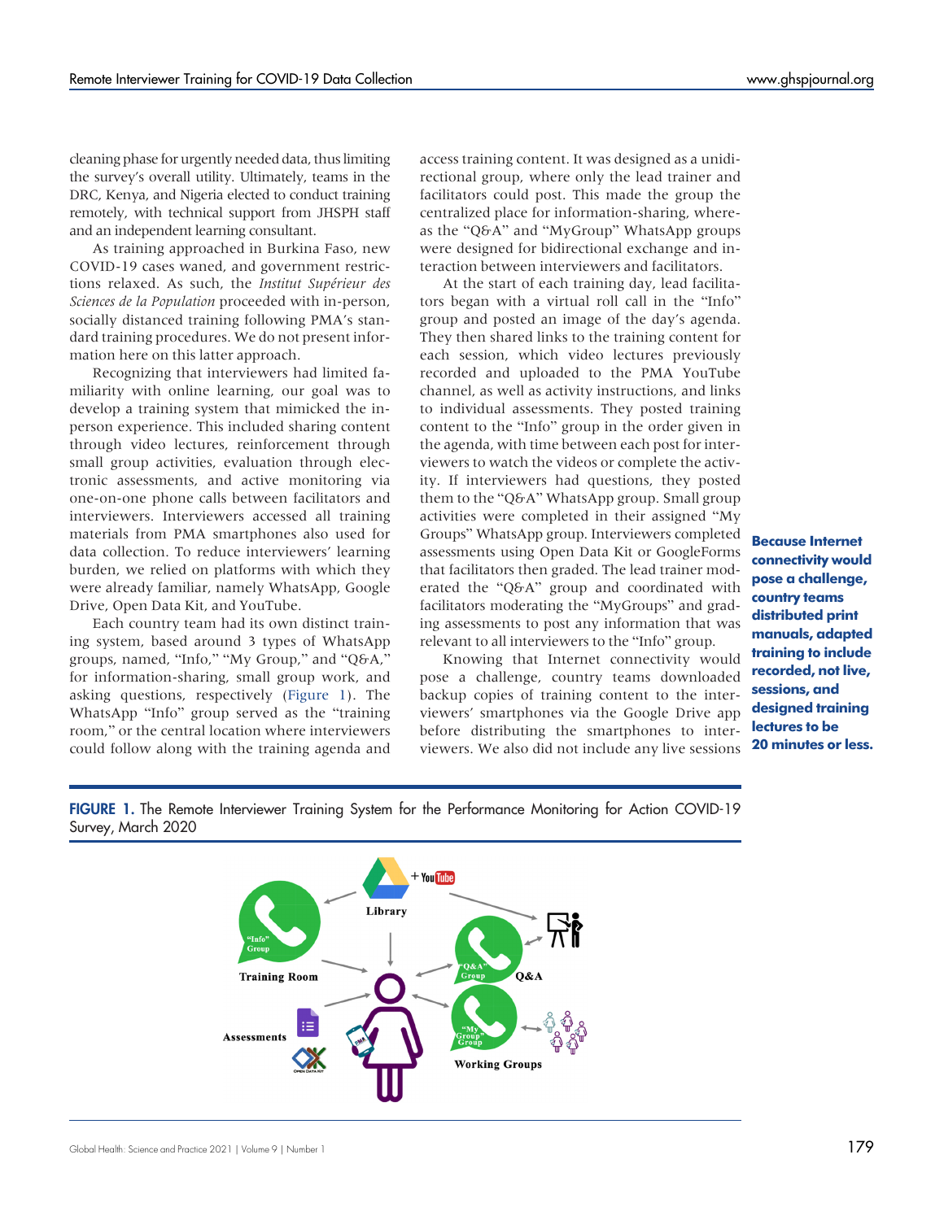cleaning phase for urgently needed data, thus limiting the survey's overall utility. Ultimately, teams in the DRC, Kenya, and Nigeria elected to conduct training remotely, with technical support from JHSPH staff and an independent learning consultant.

As training approached in Burkina Faso, new COVID-19 cases waned, and government restrictions relaxed. As such, the *Institut Supérieur des Sciences de la Population* proceeded with in-person, socially distanced training following PMA's standard training procedures. We do not present information here on this latter approach.

Recognizing that interviewers had limited familiarity with online learning, our goal was to develop a training system that mimicked the in-person experience. This included sharing content through video lectures, reinforcement through small group activities, evaluation through electronic assessments, and active monitoring via one-on-one phone calls between facilitators and interviewers. Interviewers accessed all training materials from PMA smartphones also used for data collection. To reduce interviewers' learning burden, we relied on platforms with which they were already familiar, namely WhatsApp, Google Drive, Open Data Kit, and YouTube.

Each country team had its own distinct training system, based around 3 types of WhatsApp groups, named, "Info," "My Group," and "Q&A," for information-sharing, small group work, and asking questions, respectively (Figure 1). The WhatsApp "Info" group served as the "training room," or the central location where interviewers could follow along with the training agenda and access training content. It was designed as a unidirectional group, where only the lead trainer and facilitators could post. This made the group the centralized place for information-sharing, whereas the "Q&A" and "MyGroup" WhatsApp groups were designed for bidirectional exchange and interaction between interviewers and facilitators.

At the start of each training day, lead facilitators began with a virtual roll call in the "Info" group and posted an image of the day's agenda. They then shared links to the training content for each session, which video lectures previously recorded and uploaded to the PMA YouTube channel, as well as activity instructions, and links to individual assessments. They posted training content to the "Info" group in the order given in the agenda, with time between each post for interviewers to watch the videos or complete the activity. If interviewers had questions, they posted them to the "Q&A" WhatsApp group. Small group activities were completed in their assigned "My Groups" WhatsApp group. Interviewers completed assessments using Open Data Kit or GoogleForms that facilitators then graded. The lead trainer moderated the "Q&A" group and coordinated with facilitators moderating the "MyGroups" and grading assessments to post any information that was relevant to all interviewers to the "Info" group.

Knowing that Internet connectivity would pose a challenge, country teams downloaded backup copies of training content to the interviewers' smartphones via the Google Drive app before distributing the smartphones to interviewers. We also did not include any live sessions

**Because Internet connectivity would pose a challenge, country teams distributed print manuals, adapted training to include recorded, not live, sessions, and designed training lectures to be 20 minutes or less.**

**FIGURE 1.** The Remote Interviewer Training System for the Performance Monitoring for Action COVID-19 Survey, March 2020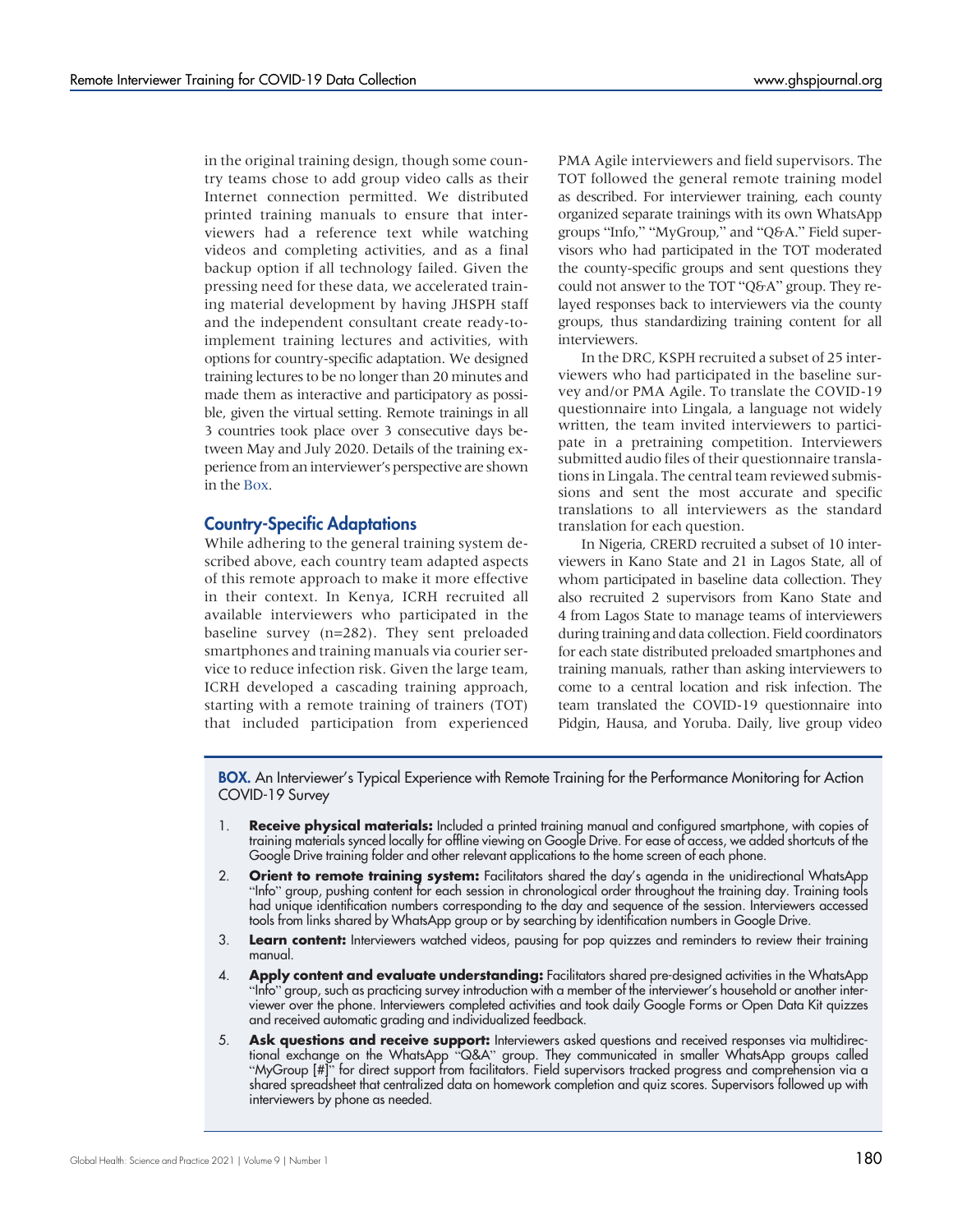in the original training design, though some country teams chose to add group video calls as their Internet connection permitted. We distributed printed training manuals to ensure that interviewers had a reference text while watching videos and completing activities, and as a final backup option if all technology failed. Given the pressing need for these data, we accelerated training material development by having JHSPH staff and the independent consultant create ready-to-implement training lectures and activities, with options for country-specific adaptation. We designed training lectures to be no longer than 20 minutes and made them as interactive and participatory as possible, given the virtual setting. Remote trainings in all 3 countries took place over 3 consecutive days between May and July 2020. Details of the training experience from an interviewer's perspective are shown in the Box.

## Country-Specific Adaptations

While adhering to the general training system described above, each country team adapted aspects of this remote approach to make it more effective in their context. In Kenya, ICRH recruited all available interviewers who participated in the baseline survey (n=282). They sent preloaded smartphones and training manuals via courier service to reduce infection risk. Given the large team, ICRH developed a cascading training approach, starting with a remote training of trainers (TOT) that included participation from experienced PMA Agile interviewers and field supervisors. The TOT followed the general remote training model as described. For interviewer training, each county organized separate trainings with its own WhatsApp groups "Info," "MyGroup," and "Q&A." Field supervisors who had participated in the TOT moderated the county-specific groups and sent questions they could not answer to the TOT "Q&A" group. They relayed responses back to interviewers via the county groups, thus standardizing training content for all interviewers.

In the DRC, KSPH recruited a subset of 25 interviewers who had participated in the baseline survey and/or PMA Agile. To translate the COVID-19 questionnaire into Lingala, a language not widely written, the team invited interviewers to participate in a pretraining competition. Interviewers submitted audio files of their questionnaire translations in Lingala. The central team reviewed submissions and sent the most accurate and specific translations to all interviewers as the standard translation for each question.

In Nigeria, CRERD recruited a subset of 10 interviewers in Kano State and 21 in Lagos State, all of whom participated in baseline data collection. They also recruited 2 supervisors from Kano State and 4 from Lagos State to manage teams of interviewers during training and data collection. Field coordinators for each state distributed preloaded smartphones and training manuals, rather than asking interviewers to come to a central location and risk infection. The team translated the COVID-19 questionnaire into Pidgin, Hausa, and Yoruba. Daily, live group video

**BOX.** An Interviewer's Typical Experience with Remote Training for the Performance Monitoring for Action COVID-19 Survey

1. **Receive physical materials:** Included a printed training manual and configured smartphone, with copies of training materials synced locally for offline viewing on Google Drive. For ease of access, we added shortcuts of the Google Drive training folder and other relevant applications to the home screen of each phone.
2. **Orient to remote training system:** Facilitators shared the day's agenda in the unidirectional WhatsApp "Info" group, pushing content for each session in chronological order throughout the training day. Training tools had unique identification numbers corresponding to the day and sequence of the session. Interviewers accessed tools from links shared by WhatsApp group or by searching by identification numbers in Google Drive.
3. **Learn content:** Interviewers watched videos, pausing for pop quizzes and reminders to review their training manual.
4. **Apply content and evaluate understanding:** Facilitators shared pre-designed activities in the WhatsApp "Info" group, such as practicing survey introduction with a member of the interviewer's household or another interviewer over the phone. Interviewers completed activities and took daily Google Forms or Open Data Kit quizzes and received automatic grading and individualized feedback.
5. **Ask questions and receive support:** Interviewers asked questions and received responses via multidirectional exchange on the WhatsApp "Q&A" group. They communicated in smaller WhatsApp groups called "MyGroup [#]" for direct support from facilitators. Field supervisors tracked progress and comprehension via a shared spreadsheet that centralized data on homework completion and quiz scores. Supervisors followed up with interviewers by phone as needed.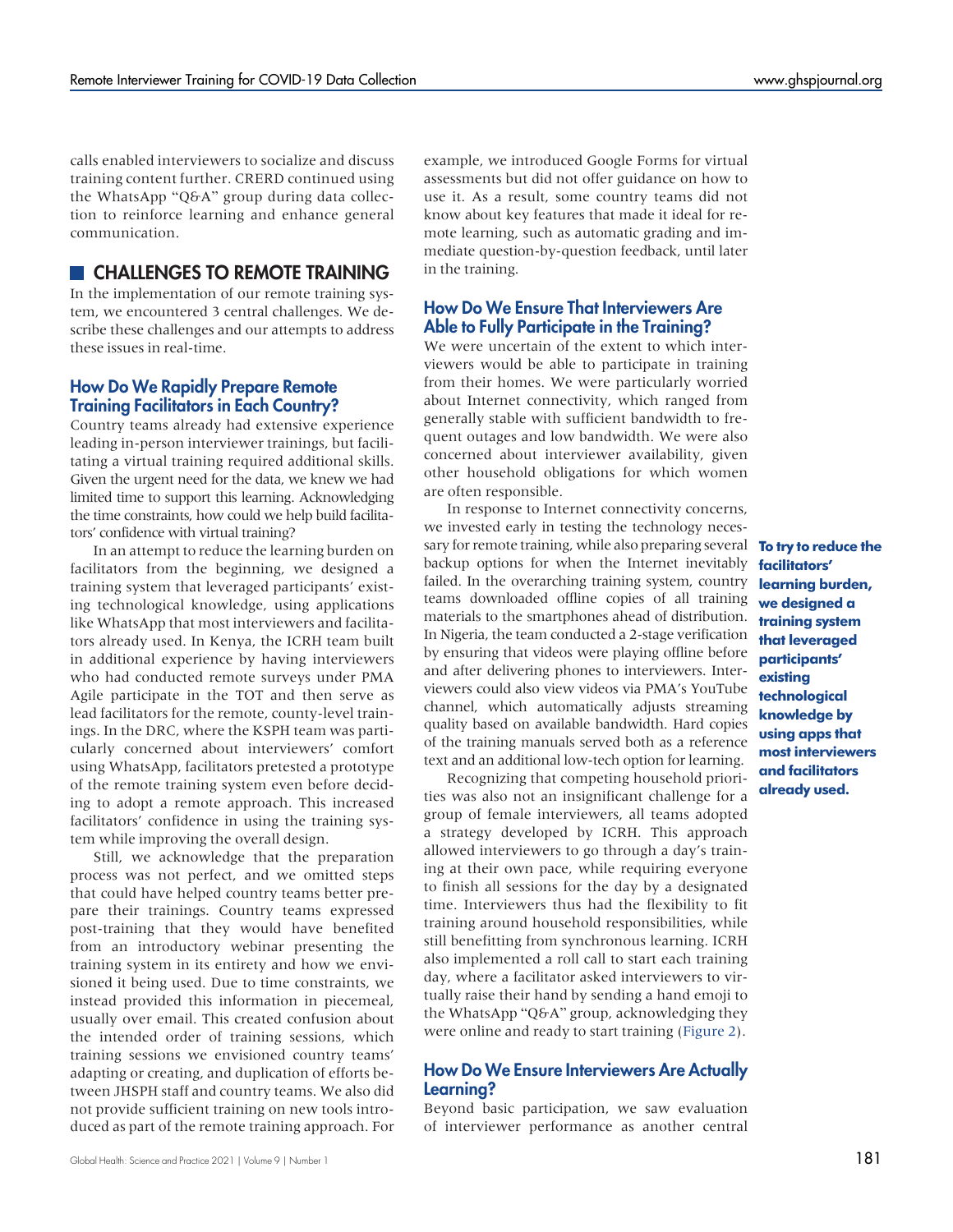calls enabled interviewers to socialize and discuss training content further. CRERD continued using the WhatsApp "Q&A" group during data collection to reinforce learning and enhance general communication.

## CHALLENGES TO REMOTE TRAINING

In the implementation of our remote training system, we encountered 3 central challenges. We describe these challenges and our attempts to address these issues in real-time.

### How Do We Rapidly Prepare Remote Training Facilitators in Each Country?

Country teams already had extensive experience leading in-person interviewer trainings, but facilitating a virtual training required additional skills. Given the urgent need for the data, we knew we had limited time to support this learning. Acknowledging the time constraints, how could we help build facilitators' confidence with virtual training?

In an attempt to reduce the learning burden on facilitators from the beginning, we designed a training system that leveraged participants' existing technological knowledge, using applications like WhatsApp that most interviewers and facilitators already used. In Kenya, the ICRH team built in additional experience by having interviewers who had conducted remote surveys under PMA Agile participate in the TOT and then serve as lead facilitators for the remote, county-level trainings. In the DRC, where the KSPH team was particularly concerned about interviewers' comfort using WhatsApp, facilitators pretested a prototype of the remote training system even before deciding to adopt a remote approach. This increased facilitators' confidence in using the training system while improving the overall design.

**To try to reduce the facilitators' learning burden, we designed a training system that leveraged participants' existing technological knowledge by using apps that most interviewers and facilitators already used.**

Still, we acknowledge that the preparation process was not perfect, and we omitted steps that could have helped country teams better prepare their trainings. Country teams expressed post-training that they would have benefited from an introductory webinar presenting the training system in its entirety and how we envisioned it being used. Due to time constraints, we instead provided this information in piecemeal, usually over email. This created confusion about the intended order of training sessions, which training sessions we envisioned country teams' adapting or creating, and duplication of efforts between JHSPH staff and country teams. We also did not provide sufficient training on new tools introduced as part of the remote training approach. For example, we introduced Google Forms for virtual assessments but did not offer guidance on how to use it. As a result, some country teams did not know about key features that made it ideal for remote learning, such as automatic grading and immediate question-by-question feedback, until later in the training.

### How Do We Ensure That Interviewers Are Able to Fully Participate in the Training?

We were uncertain of the extent to which interviewers would be able to participate in training from their homes. We were particularly worried about Internet connectivity, which ranged from generally stable with sufficient bandwidth to frequent outages and low bandwidth. We were also concerned about interviewer availability, given other household obligations for which women are often responsible.

In response to Internet connectivity concerns, we invested early in testing the technology necessary for remote training, while also preparing several backup options for when the Internet inevitably failed. In the overarching training system, country teams downloaded offline copies of all training materials to the smartphones ahead of distribution. In Nigeria, the team conducted a 2-stage verification by ensuring that videos were playing offline before and after delivering phones to interviewers. Interviewers could also view videos via PMA's YouTube channel, which automatically adjusts streaming quality based on available bandwidth. Hard copies of the training manuals served both as a reference text and an additional low-tech option for learning.

Recognizing that competing household priorities was also not an insignificant challenge for a group of female interviewers, all teams adopted a strategy developed by ICRH. This approach allowed interviewers to go through a day's training at their own pace, while requiring everyone to finish all sessions for the day by a designated time. Interviewers thus had the flexibility to fit training around household responsibilities, while still benefitting from synchronous learning. ICRH also implemented a roll call to start each training day, where a facilitator asked interviewers to virtually raise their hand by sending a hand emoji to the WhatsApp "Q&A" group, acknowledging they were online and ready to start training (Figure 2).

### How Do We Ensure Interviewers Are Actually Learning?

Beyond basic participation, we saw evaluation of interviewer performance as another central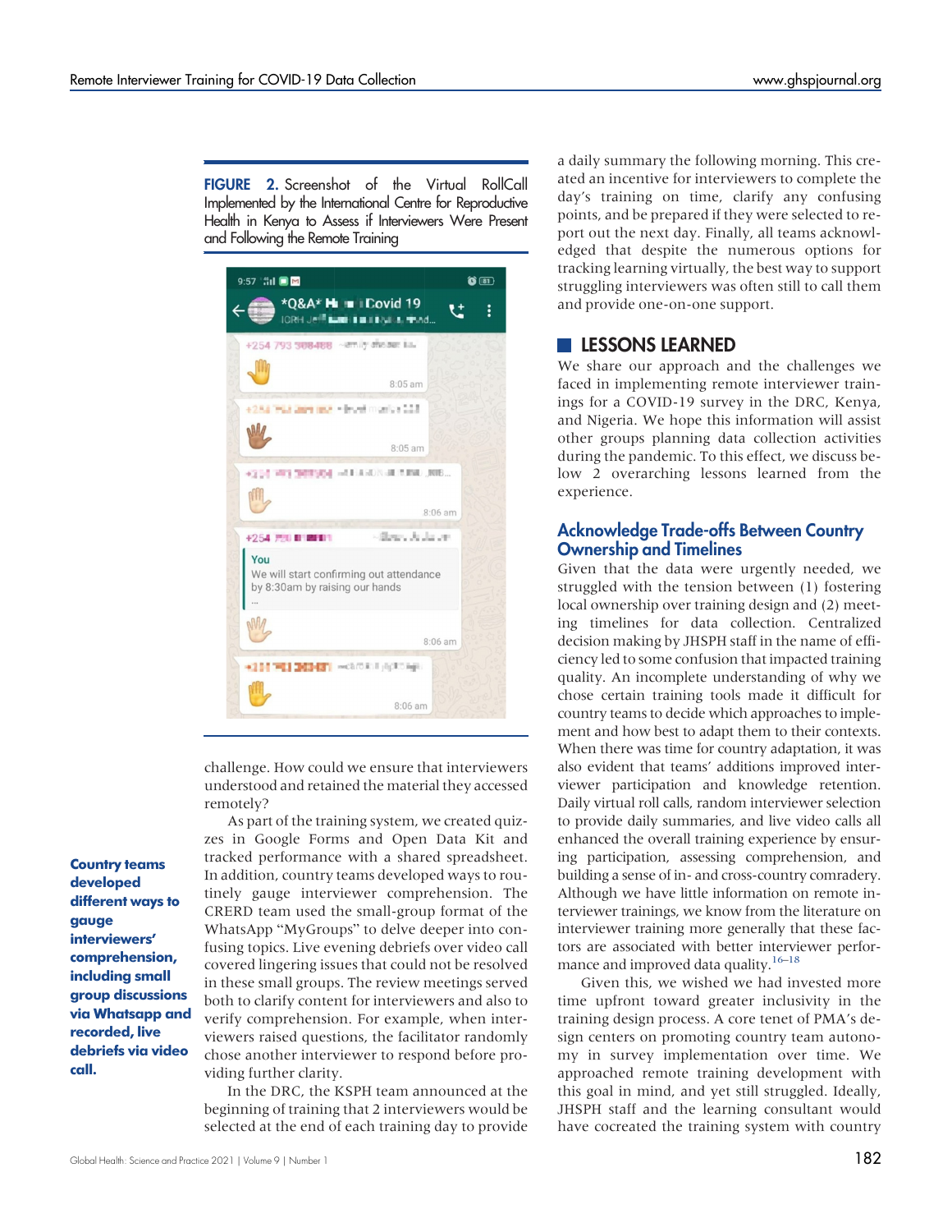**FIGURE 2.** Screenshot of the Virtual RollCall Implemented by the International Centre for Reproductive Health in Kenya to Assess if Interviewers Were Present and Following the Remote Training

challenge. How could we ensure that interviewers understood and retained the material they accessed remotely?

As part of the training system, we created quizzes in Google Forms and Open Data Kit and tracked performance with a shared spreadsheet. In addition, country teams developed ways to routinely gauge interviewer comprehension. The CRERD team used the small-group format of the WhatsApp "MyGroups" to delve deeper into confusing topics. Live evening debriefs over video call covered lingering issues that could not be resolved in these small groups. The review meetings served both to clarify content for interviewers and also to verify comprehension. For example, when interviewers raised questions, the facilitator randomly chose another interviewer to respond before providing further clarity.

**Country teams developed different ways to gauge interviewers' comprehension, including small group discussions via Whatsapp and recorded, live debriefs via video call.**

In the DRC, the KSPH team announced at the beginning of training that 2 interviewers would be selected at the end of each training day to provide a daily summary the following morning. This created an incentive for interviewers to complete the day's training on time, clarify any confusing points, and be prepared if they were selected to report out the next day. Finally, all teams acknowledged that despite the numerous options for tracking learning virtually, the best way to support struggling interviewers was often still to call them and provide one-on-one support.

## LESSONS LEARNED

We share our approach and the challenges we faced in implementing remote interviewer trainings for a COVID-19 survey in the DRC, Kenya, and Nigeria. We hope this information will assist other groups planning data collection activities during the pandemic. To this effect, we discuss below 2 overarching lessons learned from the experience.

### Acknowledge Trade-offs Between Country Ownership and Timelines

Given that the data were urgently needed, we struggled with the tension between (1) fostering local ownership over training design and (2) meeting timelines for data collection. Centralized decision making by JHSPH staff in the name of efficiency led to some confusion that impacted training quality. An incomplete understanding of why we chose certain training tools made it difficult for country teams to decide which approaches to implement and how best to adapt them to their contexts. When there was time for country adaptation, it was also evident that teams' additions improved interviewer participation and knowledge retention. Daily virtual roll calls, random interviewer selection to provide daily summaries, and live video calls all enhanced the overall training experience by ensuring participation, assessing comprehension, and building a sense of in- and cross-country comradery. Although we have little information on remote interviewer trainings, we know from the literature on interviewer training more generally that these factors are associated with better interviewer performance and improved data quality.[16–18]

Given this, we wished we had invested more time upfront toward greater inclusivity in the training design process. A core tenet of PMA's design centers on promoting country team autonomy in survey implementation over time. We approached remote training development with this goal in mind, and yet still struggled. Ideally, JHSPH staff and the learning consultant would have cocreated the training system with country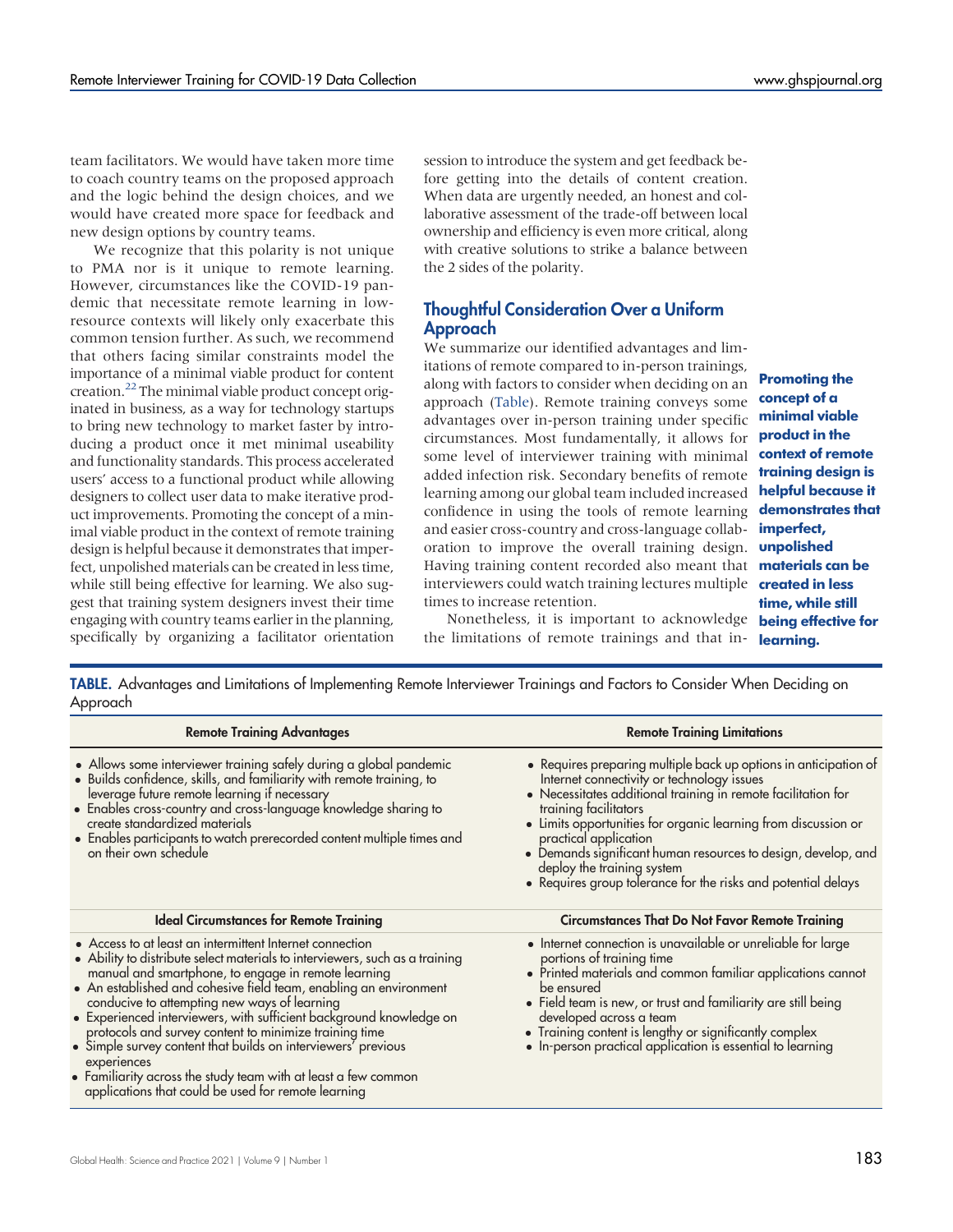team facilitators. We would have taken more time to coach country teams on the proposed approach and the logic behind the design choices, and we would have created more space for feedback and new design options by country teams.

We recognize that this polarity is not unique to PMA nor is it unique to remote learning. However, circumstances like the COVID-19 pandemic that necessitate remote learning in low-resource contexts will likely only exacerbate this common tension further. As such, we recommend that others facing similar constraints model the importance of a minimal viable product for content creation.[22] The minimal viable product concept originated in business, as a way for technology startups to bring new technology to market faster by introducing a product once it met minimal useability and functionality standards. This process accelerated users' access to a functional product while allowing designers to collect user data to make iterative product improvements. Promoting the concept of a minimal viable product in the context of remote training design is helpful because it demonstrates that imperfect, unpolished materials can be created in less time, while still being effective for learning. We also suggest that training system designers invest their time engaging with country teams earlier in the planning, specifically by organizing a facilitator orientation session to introduce the system and get feedback before getting into the details of content creation. When data are urgently needed, an honest and collaborative assessment of the trade-off between local ownership and efficiency is even more critical, along with creative solutions to strike a balance between the 2 sides of the polarity.

## Thoughtful Consideration Over a Uniform Approach

We summarize our identified advantages and limitations of remote compared to in-person trainings, along with factors to consider when deciding on an approach (Table). Remote training conveys some advantages over in-person training under specific circumstances. Most fundamentally, it allows for some level of interviewer training with minimal added infection risk. Secondary benefits of remote learning among our global team included increased confidence in using the tools of remote learning and easier cross-country and cross-language collaboration to improve the overall training design. Having training content recorded also meant that interviewers could watch training lectures multiple times to increase retention.

**Promoting the concept of a minimal viable product in the context of remote training design is helpful because it demonstrates that imperfect, unpolished materials can be created in less time, while still being effective for learning.**

Nonetheless, it is important to acknowledge the limitations of remote trainings and that in-

**TABLE.** Advantages and Limitations of Implementing Remote Interviewer Trainings and Factors to Consider When Deciding on Approach

| Remote Training Advantages | Remote Training Limitations |
|---|---|
| • Allows some interviewer training safely during a global pandemic<br>• Builds confidence, skills, and familiarity with remote training, to leverage future remote learning if necessary<br>• Enables cross-country and cross-language knowledge sharing to create standardized materials<br>• Enables participants to watch prerecorded content multiple times and on their own schedule | • Requires preparing multiple back up options in anticipation of Internet connectivity or technology issues<br>• Necessitates additional training in remote facilitation for training facilitators<br>• Limits opportunities for organic learning from discussion or practical application<br>• Demands significant human resources to design, develop, and deploy the training system<br>• Requires group tolerance for the risks and potential delays |
| **Ideal Circumstances for Remote Training** | **Circumstances That Do Not Favor Remote Training** |
| • Access to at least an intermittent Internet connection<br>• Ability to distribute select materials to interviewers, such as a training manual and smartphone, to engage in remote learning<br>• An established and cohesive field team, enabling an environment conducive to attempting new ways of learning<br>• Experienced interviewers, with sufficient background knowledge on protocols and survey content to minimize training time<br>• Simple survey content that builds on interviewers' previous experiences<br>• Familiarity across the study team with at least a few common applications that could be used for remote learning | • Internet connection is unavailable or unreliable for large portions of training time<br>• Printed materials and common familiar applications cannot be ensured<br>• Field team is new, or trust and familiarity are still being developed across a team<br>• Training content is lengthy or significantly complex<br>• In-person practical application is essential to learning |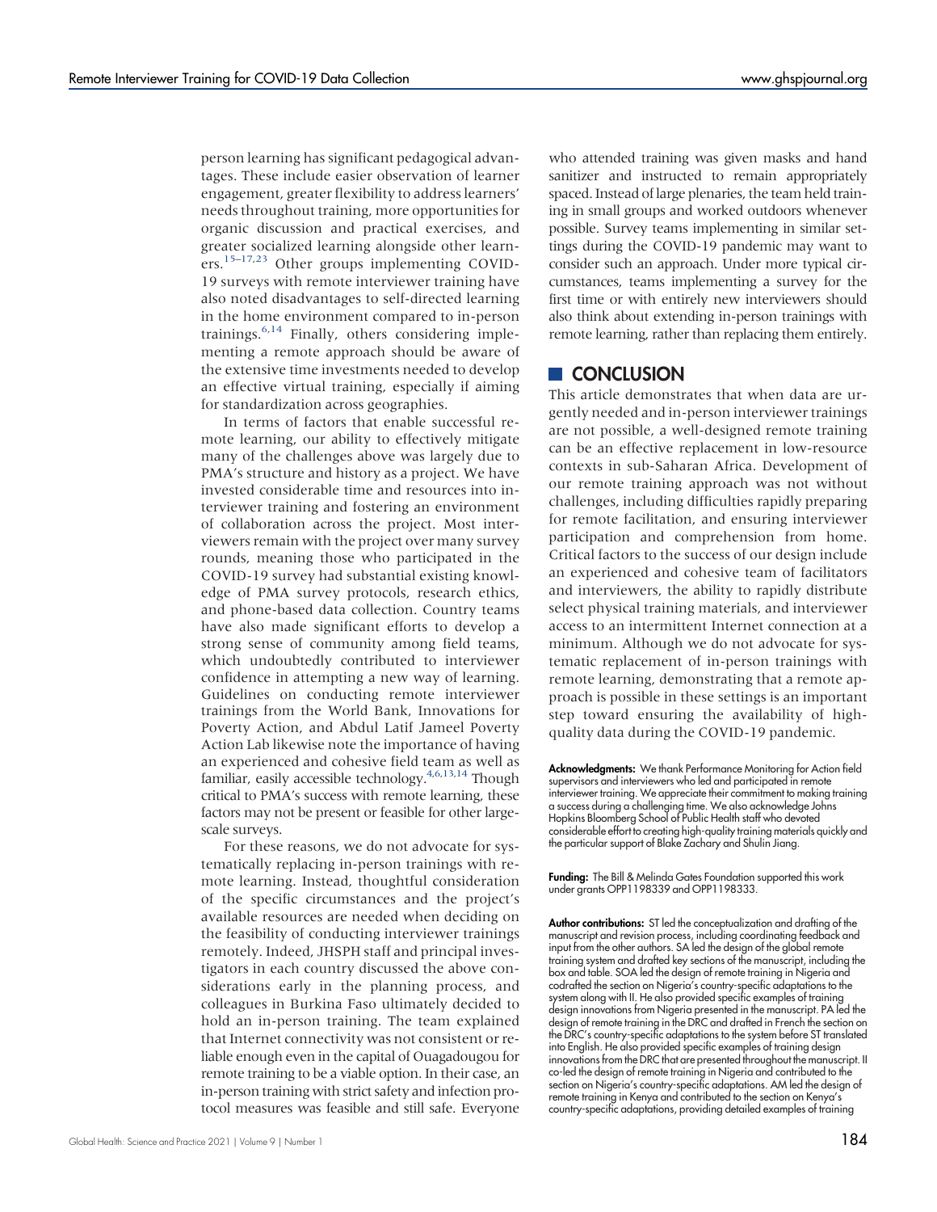person learning has significant pedagogical advantages. These include easier observation of learner engagement, greater flexibility to address learners' needs throughout training, more opportunities for organic discussion and practical exercises, and greater socialized learning alongside other learners.[15–17,23] Other groups implementing COVID-19 surveys with remote interviewer training have also noted disadvantages to self-directed learning in the home environment compared to in-person trainings.[6,14] Finally, others considering implementing a remote approach should be aware of the extensive time investments needed to develop an effective virtual training, especially if aiming for standardization across geographies.

In terms of factors that enable successful remote learning, our ability to effectively mitigate many of the challenges above was largely due to PMA's structure and history as a project. We have invested considerable time and resources into interviewer training and fostering an environment of collaboration across the project. Most interviewers remain with the project over many survey rounds, meaning those who participated in the COVID-19 survey had substantial existing knowledge of PMA survey protocols, research ethics, and phone-based data collection. Country teams have also made significant efforts to develop a strong sense of community among field teams, which undoubtedly contributed to interviewer confidence in attempting a new way of learning. Guidelines on conducting remote interviewer trainings from the World Bank, Innovations for Poverty Action, and Abdul Latif Jameel Poverty Action Lab likewise note the importance of having an experienced and cohesive field team as well as familiar, easily accessible technology.[4,6,13,14] Though critical to PMA's success with remote learning, these factors may not be present or feasible for other large-scale surveys.

For these reasons, we do not advocate for systematically replacing in-person trainings with remote learning. Instead, thoughtful consideration of the specific circumstances and the project's available resources are needed when deciding on the feasibility of conducting interviewer trainings remotely. Indeed, JHSPH staff and principal investigators in each country discussed the above considerations early in the planning process, and colleagues in Burkina Faso ultimately decided to hold an in-person training. The team explained that Internet connectivity was not consistent or reliable enough even in the capital of Ouagadougou for remote training to be a viable option. In their case, an in-person training with strict safety and infection protocol measures was feasible and still safe. Everyone who attended training was given masks and hand sanitizer and instructed to remain appropriately spaced. Instead of large plenaries, the team held training in small groups and worked outdoors whenever possible. Survey teams implementing in similar settings during the COVID-19 pandemic may want to consider such an approach. Under more typical circumstances, teams implementing a survey for the first time or with entirely new interviewers should also think about extending in-person trainings with remote learning, rather than replacing them entirely.

## CONCLUSION

This article demonstrates that when data are urgently needed and in-person interviewer trainings are not possible, a well-designed remote training can be an effective replacement in low-resource contexts in sub-Saharan Africa. Development of our remote training approach was not without challenges, including difficulties rapidly preparing for remote facilitation, and ensuring interviewer participation and comprehension from home. Critical factors to the success of our design include an experienced and cohesive team of facilitators and interviewers, the ability to rapidly distribute select physical training materials, and interviewer access to an intermittent Internet connection at a minimum. Although we do not advocate for systematic replacement of in-person trainings with remote learning, demonstrating that a remote approach is possible in these settings is an important step toward ensuring the availability of high-quality data during the COVID-19 pandemic.

**Acknowledgments:** We thank Performance Monitoring for Action field supervisors and interviewers who led and participated in remote interviewer training. We appreciate their commitment to making training a success during a challenging time. We also acknowledge Johns Hopkins Bloomberg School of Public Health staff who devoted considerable effort to creating high-quality training materials quickly and the particular support of Blake Zachary and Shulin Jiang.

**Funding:** The Bill & Melinda Gates Foundation supported this work under grants OPP1198339 and OPP1198333.

**Author contributions:** ST led the conceptualization and drafting of the manuscript and revision process, including coordinating feedback and input from the other authors. SA led the design of the global remote training system and drafted key sections of the manuscript, including the box and table. SOA led the design of remote training in Nigeria and codrafted the section on Nigeria's country-specific adaptations to the system along with II. He also provided specific examples of training design innovations from Nigeria presented in the manuscript. PA led the design of remote training in the DRC and drafted in French the section on the DRC's country-specific adaptations to the system before ST translated into English. He also provided specific examples of training design innovations from the DRC that are presented throughout the manuscript. II co-led the design of remote training in Nigeria and contributed to the section on Nigeria's country-specific adaptations. AM led the design of remote training in Kenya and contributed to the section on Kenya's country-specific adaptations, providing detailed examples of training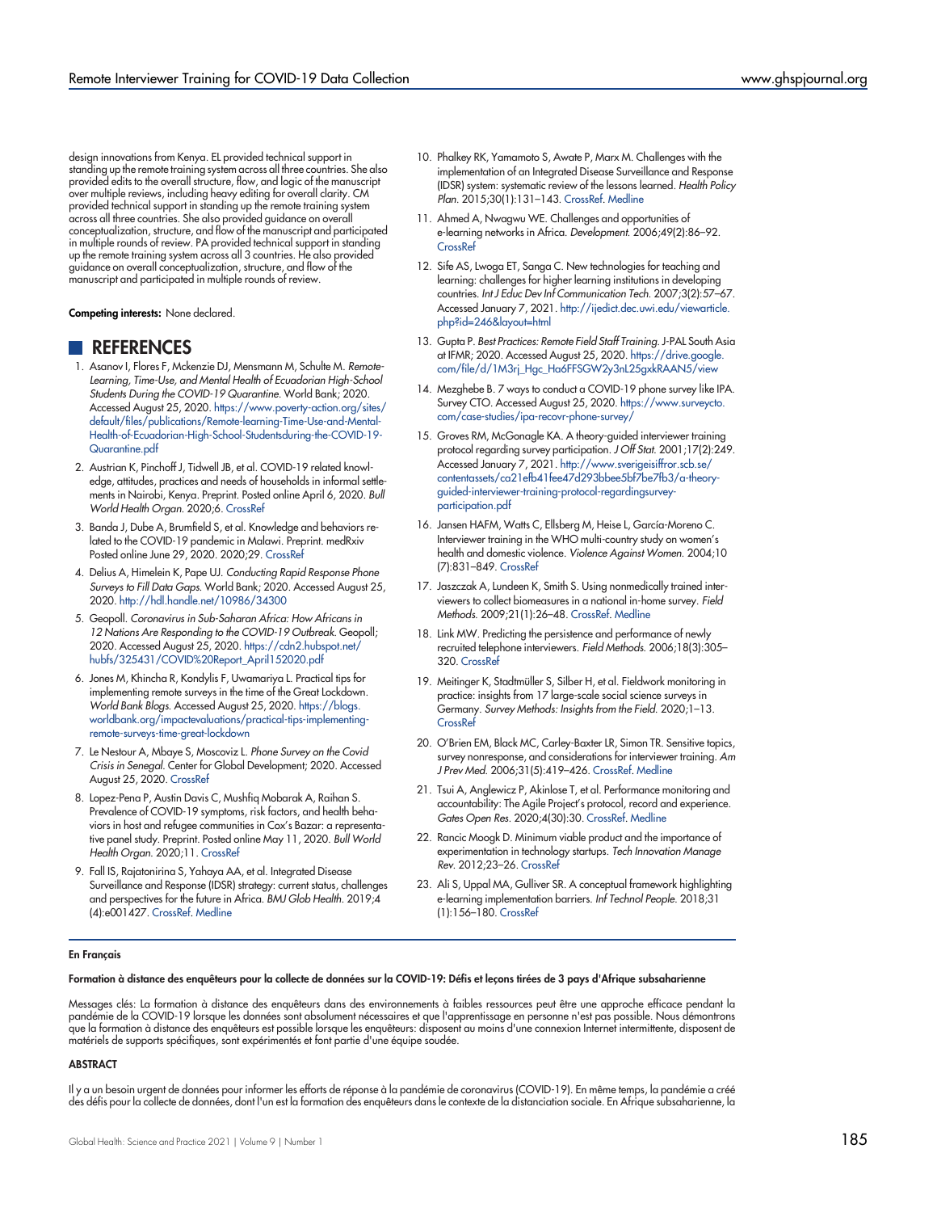design innovations from Kenya. EL provided technical support in standing up the remote training system across all three countries. She also provided edits to the overall structure, flow, and logic of the manuscript over multiple reviews, including heavy editing for overall clarity. CM provided technical support in standing up the remote training system across all three countries. She also provided guidance on overall conceptualization, structure, and flow of the manuscript and participated in multiple rounds of review. PA provided technical support in standing up the remote training system across all 3 countries. He also provided guidance on overall conceptualization, structure, and flow of the manuscript and participated in multiple rounds of review.

**Competing interests:** None declared.

## REFERENCES

1. Asanov I, Flores F, Mckenzie DJ, Mensmann M, Schulte M. *Remote-Learning, Time-Use, and Mental Health of Ecuadorian High-School Students During the COVID-19 Quarantine.* World Bank; 2020. Accessed August 25, 2020. https://www.poverty-action.org/sites/default/files/publications/Remote-learning-Time-Use-and-Mental-Health-of-Ecuadorian-High-School-Studentsduring-the-COVID-19-Quarantine.pdf
2. Austrian K, Pinchoff J, Tidwell JB, et al. COVID-19 related knowledge, attitudes, practices and needs of households in informal settlements in Nairobi, Kenya. Preprint. Posted online April 6, 2020. *Bull World Health Organ.* 2020;6. CrossRef
3. Banda J, Dube A, Brumfield S, et al. Knowledge and behaviors related to the COVID-19 pandemic in Malawi. Preprint. medRxiv Posted online June 29, 2020. 2020;29. CrossRef
4. Delius A, Himelein K, Pape UJ. *Conducting Rapid Response Phone Surveys to Fill Data Gaps.* World Bank; 2020. Accessed August 25, 2020. http://hdl.handle.net/10986/34300
5. Geopoll. *Coronavirus in Sub-Saharan Africa: How Africans in 12 Nations Are Responding to the COVID-19 Outbreak.* Geopoll; 2020. Accessed August 25, 2020. https://cdn2.hubspot.net/hubfs/325431/COVID%20Report_April152020.pdf
6. Jones M, Khincha R, Kondylis F, Uwamariya L. Practical tips for implementing remote surveys in the time of the Great Lockdown. *World Bank Blogs.* Accessed August 25, 2020. https://blogs.worldbank.org/impactevaluations/practical-tips-implementing-remote-surveys-time-great-lockdown
7. Le Nestour A, Mbaye S, Moscoviz L. *Phone Survey on the Covid Crisis in Senegal.* Center for Global Development; 2020. Accessed August 25, 2020. CrossRef
8. Lopez-Pena P, Austin Davis C, Mushfiq Mobarak A, Raihan S. Prevalence of COVID-19 symptoms, risk factors, and health behaviors in host and refugee communities in Cox's Bazar: a representative panel study. Preprint. Posted online May 11, 2020. *Bull World Health Organ.* 2020;11. CrossRef
9. Fall IS, Rajatonirina S, Yahaya AA, et al. Integrated Disease Surveillance and Response (IDSR) strategy: current status, challenges and perspectives for the future in Africa. *BMJ Glob Health.* 2019;4(4):e001427. CrossRef. Medline
10. Phalkey RK, Yamamoto S, Awate P, Marx M. Challenges with the implementation of an Integrated Disease Surveillance and Response (IDSR) system: systematic review of the lessons learned. *Health Policy Plan.* 2015;30(1):131–143. CrossRef. Medline
11. Ahmed A, Nwagwu WE. Challenges and opportunities of e-learning networks in Africa. *Development.* 2006;49(2):86–92. CrossRef
12. Sife AS, Lwoga ET, Sanga C. New technologies for teaching and learning: challenges for higher learning institutions in developing countries. *Int J Educ Dev Inf Communication Tech.* 2007;3(2):57–67. Accessed January 7, 2021. http://ijedict.dec.uwi.edu/viewarticle.php?id=246&layout=html
13. Gupta P. *Best Practices: Remote Field Staff Training.* J-PAL South Asia at IFMR; 2020. Accessed August 25, 2020. https://drive.google.com/file/d/1M3rj_Hgc_Ha6FFSGW2y3nL25gxkRAAN5/view
14. Mezghebe B. 7 ways to conduct a COVID-19 phone survey like IPA. Survey CTO. Accessed August 25, 2020. https://www.surveycto.com/case-studies/ipa-recovr-phone-survey/
15. Groves RM, McGonagle KA. A theory-guided interviewer training protocol regarding survey participation. *J Off Stat.* 2001;17(2):249. Accessed January 7, 2021. http://www.sverigeisiffror.scb.se/contentassets/ca21efb41fee47d293bbee5bf7be7fb3/a-theory-guided-interviewer-training-protocol-regardingsurvey-participation.pdf
16. Jansen HAFM, Watts C, Ellsberg M, Heise L, García-Moreno C. Interviewer training in the WHO multi-country study on women's health and domestic violence. *Violence Against Women.* 2004;10(7):831–849. CrossRef
17. Jaszczak A, Lundeen K, Smith S. Using nonmedically trained interviewers to collect biomeasures in a national in-home survey. *Field Methods.* 2009;21(1):26–48. CrossRef. Medline
18. Link MW. Predicting the persistence and performance of newly recruited telephone interviewers. *Field Methods.* 2006;18(3):305–320. CrossRef
19. Meitinger K, Stadtmüller S, Silber H, et al. Fieldwork monitoring in practice: insights from 17 large-scale social science surveys in Germany. *Survey Methods: Insights from the Field.* 2020;1–13. CrossRef
20. O'Brien EM, Black MC, Carley-Baxter LR, Simon TR. Sensitive topics, survey nonresponse, and considerations for interviewer training. *Am J Prev Med.* 2006;31(5):419–426. CrossRef. Medline
21. Tsui A, Anglewicz P, Akinlose T, et al. Performance monitoring and accountability: The Agile Project's protocol, record and experience. *Gates Open Res.* 2020;4(30):30. CrossRef. Medline
22. Rancic Moogk D. Minimum viable product and the importance of experimentation in technology startups. *Tech Innovation Manage Rev.* 2012;23–26. CrossRef
23. Ali S, Uppal MA, Gulliver SR. A conceptual framework highlighting e-learning implementation barriers. *Inf Technol People.* 2018;31(1):156–180. CrossRef

---

**En Français**

**Formation à distance des enquêteurs pour la collecte de données sur la COVID-19: Défis et leçons tirées de 3 pays d'Afrique subsaharienne**

Messages clés: La formation à distance des enquêteurs dans des environnements à faibles ressources peut être une approche efficace pendant la pandémie de la COVID-19 lorsque les données sont absolument nécessaires et que l'apprentissage en personne n'est pas possible. Nous démontrons que la formation à distance des enquêteurs est possible lorsque les enquêteurs: disposent au moins d'une connexion Internet intermittente, disposent de matériels de supports spécifiques, sont expérimentés et font partie d'une équipe soudée.

**ABSTRACT**

Il y a un besoin urgent de données pour informer les efforts de réponse à la pandémie de coronavirus (COVID-19). En même temps, la pandémie a créé des défis pour la collecte de données, dont l'un est la formation des enquêteurs dans le contexte de la distanciation sociale. En Afrique subsaharienne, la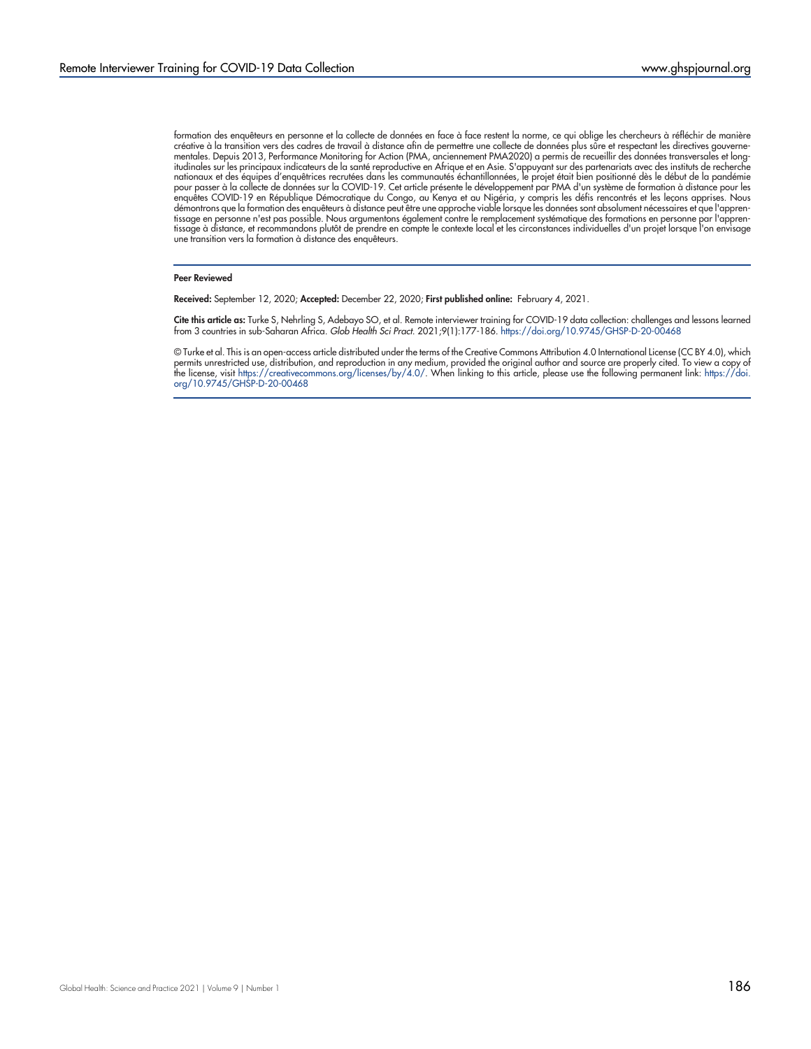formation des enquêteurs en personne et la collecte de données en face à face restent la norme, ce qui oblige les chercheurs à réfléchir de manière créative à la transition vers des cadres de travail à distance afin de permettre une collecte de données plus sûre et respectant les directives gouvernementales. Depuis 2013, Performance Monitoring for Action (PMA, anciennement PMA2020) a permis de recueillir des données transversales et longitudinales sur les principaux indicateurs de la santé reproductive en Afrique et en Asie. S'appuyant sur des partenariats avec des instituts de recherche nationaux et des équipes d'enquêtrices recrutées dans les communautés échantillonnées, le projet était bien positionné dès le début de la pandémie pour passer à la collecte de données sur la COVID-19. Cet article présente le développement par PMA d'un système de formation à distance pour les enquêtes COVID-19 en République Démocratique du Congo, au Kenya et au Nigéria, y compris les défis rencontrés et les leçons apprises. Nous démontrons que la formation des enquêteurs à distance peut être une approche viable lorsque les données sont absolument nécessaires et que l'apprentissage en personne n'est pas possible. Nous argumentons également contre le remplacement systématique des formations en personne par l'apprentissage à distance, et recommandons plutôt de prendre en compte le contexte local et les circonstances individuelles d'un projet lorsque l'on envisage une transition vers la formation à distance des enquêteurs.

**Peer Reviewed**

**Received:** September 12, 2020; **Accepted:** December 22, 2020; **First published online:** February 4, 2021.

**Cite this article as:** Turke S, Nehrling S, Adebayo SO, et al. Remote interviewer training for COVID-19 data collection: challenges and lessons learned from 3 countries in sub-Saharan Africa. *Glob Health Sci Pract.* 2021;9(1):177-186. https://doi.org/10.9745/GHSP-D-20-00468

© Turke et al. This is an open-access article distributed under the terms of the Creative Commons Attribution 4.0 International License (CC BY 4.0), which permits unrestricted use, distribution, and reproduction in any medium, provided the original author and source are properly cited. To view a copy of the license, visit https://creativecommons.org/licenses/by/4.0/. When linking to this article, please use the following permanent link: https://doi.org/10.9745/GHSP-D-20-00468